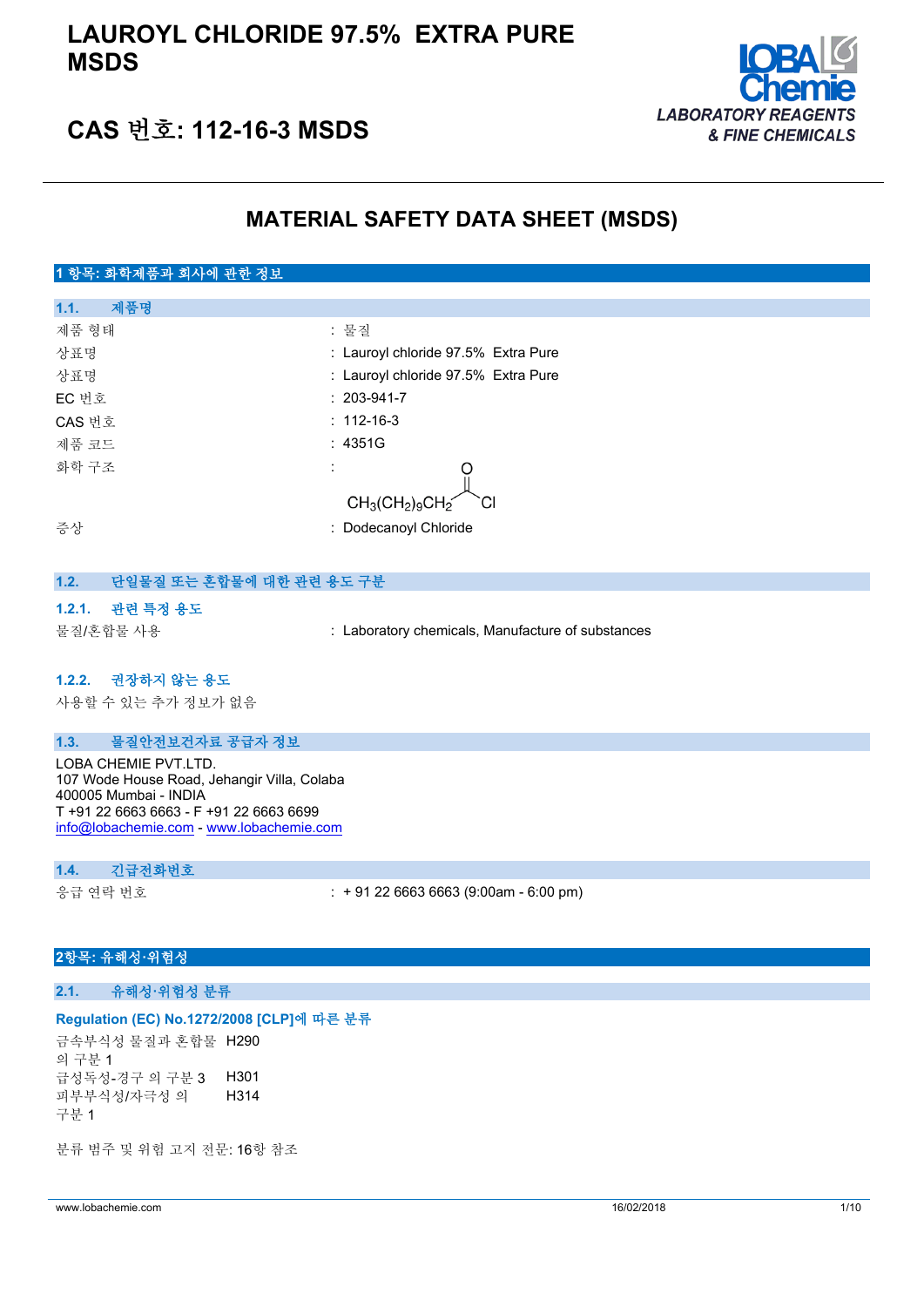# LAUROYL CHLORIDE 97.5% EXTRA PURE MSDS

## CAS 번호: 112-16-3 MSDS

LOBA Chemie — LABORATORY REAGENTS & FINE CHEMICALS

# MATERIAL SAFETY DATA SHEET (MSDS)

## 1 항목: 화학제품과 회사에 관한 정보

### 1.1. 제품명

| | |
|---|---|
| 제품 형태 | : 물질 |
| 상표명 | : Lauroyl chloride 97.5% Extra Pure |
| 상표명 | : Lauroyl chloride 97.5% Extra Pure |
| EC 번호 | : 203-941-7 |
| CAS 번호 | : 112-16-3 |
| 제품 코드 | : 4351G |
| 화학 구조 | : $CH_3(CH_2)_9CH_2C(=O)Cl$ |
| 증상 | : Dodecanoyl Chloride |

### 1.2. 단일물질 또는 혼합물에 대한 관련 용도 구분

#### 1.2.1. 관련 특정 용도

| | |
|---|---|
| 물질/혼합물 사용 | : Laboratory chemicals, Manufacture of substances |

#### 1.2.2. 권장하지 않는 용도

사용할 수 있는 추가 정보가 없음

### 1.3. 물질안전보건자료 공급자 정보

LOBA CHEMIE PVT.LTD.
107 Wode House Road, Jehangir Villa, Colaba
400005 Mumbai - INDIA
T +91 22 6663 6663 - F +91 22 6663 6699
info@lobachemie.com - www.lobachemie.com

### 1.4. 긴급전화번호

| | |
|---|---|
| 응급 연락 번호 | : + 91 22 6663 6663 (9:00am - 6:00 pm) |

## 2항목: 유해성·위험성

### 2.1. 유해성·위험성 분류

**Regulation (EC) No.1272/2008 [CLP]에 따른 분류**

| | |
|---|---|
| 금속부식성 물질과 혼합물 의 구분 1 | H290 |
| 급성독성-경구 의 구분 3 | H301 |
| 피부부식성/자극성 의 구분 1 | H314 |

분류 범주 및 위험 고지 전문: 16항 참조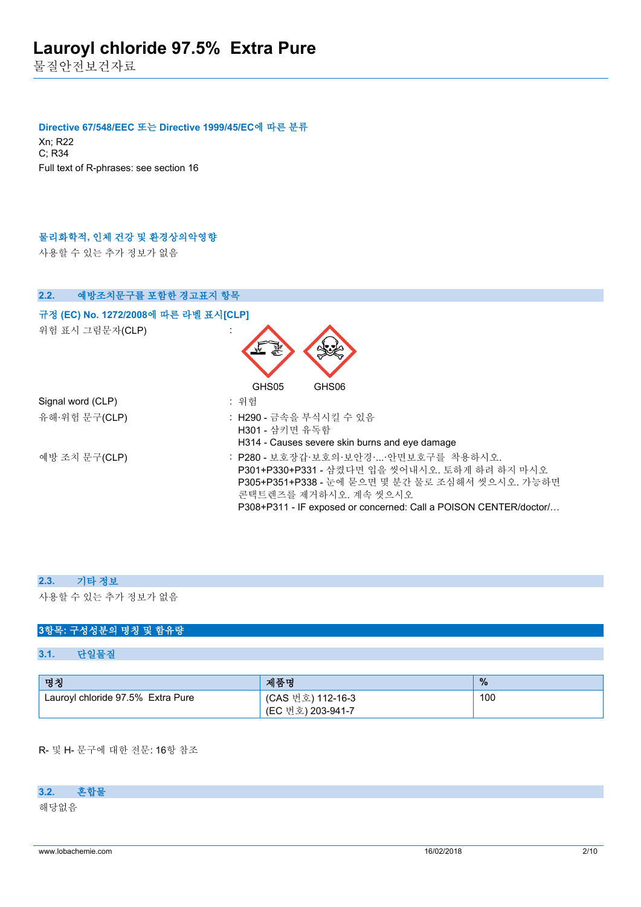**Directive 67/548/EEC 또는 Directive 1999/45/EC에 따른 분류**

Xn; R22
C; R34
Full text of R-phrases: see section 16

**물리화학적, 인체 건강 및 환경상의악영향**

사용할 수 있는 추가 정보가 없음

## 2.2. 예방조치문구를 포함한 경고표지 항목

**규정 (EC) No. 1272/2008에 따른 라벨 표시[CLP]**

위험 표시 그림문자(CLP) :

GHS05 GHS06

Signal word (CLP) : 위험

유해·위험 문구(CLP) : H290 - 금속을 부식시킬 수 있음
H301 - 삼키면 유독함
H314 - Causes severe skin burns and eye damage

예방 조치 문구(CLP) : P280 - 보호장갑·보호의·보안경·...·안면보호구를 착용하시오.
P301+P330+P331 - 삼켰다면 입을 씻어내시오. 토하게 하려 하지 마시오
P305+P351+P338 - 눈에 묻으면 몇 분간 물로 조심해서 씻으시오. 가능하면 콘택트렌즈를 제거하시오. 계속 씻으시오
P308+P311 - IF exposed or concerned: Call a POISON CENTER/doctor/…

## 2.3. 기타 정보

사용할 수 있는 추가 정보가 없음

# 3항목: 구성성분의 명칭 및 함유량

## 3.1. 단일물질

| 명칭 | 제품명 | % |
|---|---|---|
| Lauroyl chloride 97.5%  Extra Pure | (CAS 번호) 112-16-3<br>(EC 번호) 203-941-7 | 100 |

R- 및 H- 문구에 대한 전문: 16항 참조

## 3.2. 혼합물

해당없음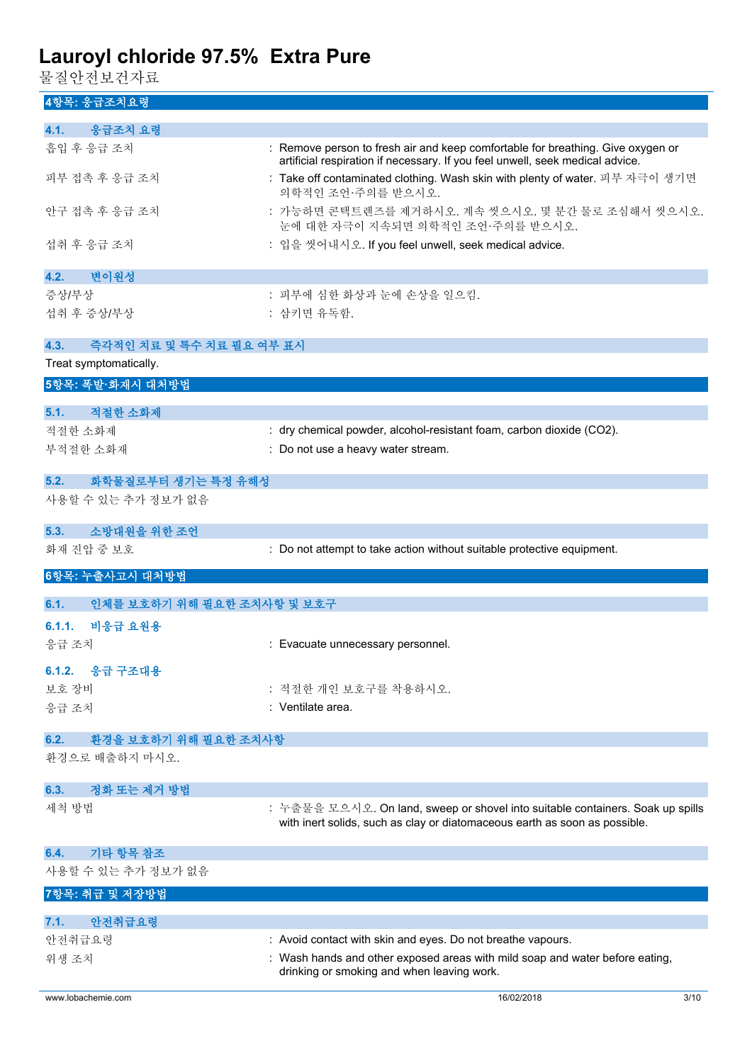## 4항목: 응급조치요령

### 4.1. 응급조치 요령

흡입 후 응급 조치 : Remove person to fresh air and keep comfortable for breathing. Give oxygen or artificial respiration if necessary. If you feel unwell, seek medical advice.

피부 접촉 후 응급 조치 : Take off contaminated clothing. Wash skin with plenty of water. 피부 자극이 생기면 의학적인 조언·주의를 받으시오.

안구 접촉 후 응급 조치 : 가능하면 콘택트렌즈를 제거하시오. 계속 씻으시오. 몇 분간 물로 조심해서 씻으시오. 눈에 대한 자극이 지속되면 의학적인 조언·주의를 받으시오.

섭취 후 응급 조치 : 입을 씻어내시오. If you feel unwell, seek medical advice.

### 4.2. 변이원성

증상/부상 : 피부에 심한 화상과 눈에 손상을 일으킴.

섭취 후 증상/부상 : 삼키면 유독함.

### 4.3. 즉각적인 치료 및 특수 치료 필요 여부 표시

Treat symptomatically.

## 5항목: 폭발·화재시 대처방법

### 5.1. 적절한 소화제

적절한 소화제 : dry chemical powder, alcohol-resistant foam, carbon dioxide ($CO_2$).

부적절한 소화재 : Do not use a heavy water stream.

### 5.2. 화학물질로부터 생기는 특정 유해성

사용할 수 있는 추가 정보가 없음

### 5.3. 소방대원을 위한 조언

화재 진압 중 보호 : Do not attempt to take action without suitable protective equipment.

## 6항목: 누출사고시 대처방법

### 6.1. 인체를 보호하기 위해 필요한 조치사항 및 보호구

#### 6.1.1. 비응급 요원용

응급 조치 : Evacuate unnecessary personnel.

#### 6.1.2. 응급 구조대용

보호 장비 : 적절한 개인 보호구를 착용하시오.

응급 조치 : Ventilate area.

### 6.2. 환경을 보호하기 위해 필요한 조치사항

환경으로 배출하지 마시오.

### 6.3. 정화 또는 제거 방법

세척 방법 : 누출물을 모으시오. On land, sweep or shovel into suitable containers. Soak up spills with inert solids, such as clay or diatomaceous earth as soon as possible.

### 6.4. 기타 항목 참조

사용할 수 있는 추가 정보가 없음

## 7항목: 취급 및 저장방법

### 7.1. 안전취급요령

안전취급요령 : Avoid contact with skin and eyes. Do not breathe vapours.

위생 조치 : Wash hands and other exposed areas with mild soap and water before eating, drinking or smoking and when leaving work.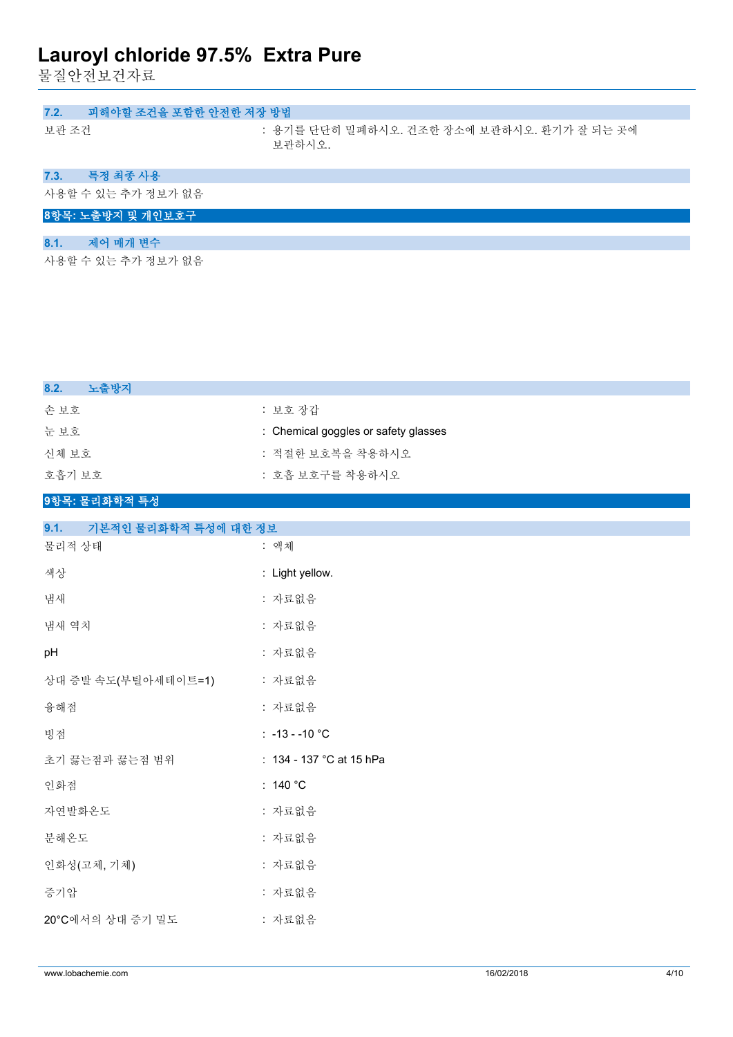### 7.2. 피해야할 조건을 포함한 안전한 저장 방법

보관 조건 : 용기를 단단히 밀폐하시오. 건조한 장소에 보관하시오. 환기가 잘 되는 곳에 보관하시오.

### 7.3. 특정 최종 사용

사용할 수 있는 추가 정보가 없음

## 8항목: 노출방지 및 개인보호구

### 8.1. 제어 매개 변수

사용할 수 있는 추가 정보가 없음

### 8.2. 노출방지

| | |
|---|---|
| 손 보호 | : 보호 장갑 |
| 눈 보호 | : Chemical goggles or safety glasses |
| 신체 보호 | : 적절한 보호복을 착용하시오 |
| 호흡기 보호 | : 호흡 보호구를 착용하시오 |

## 9항목: 물리화학적 특성

### 9.1. 기본적인 물리화학적 특성에 대한 정보

| | |
|---|---|
| 물리적 상태 | : 액체 |
| 색상 | : Light yellow. |
| 냄새 | : 자료없음 |
| 냄새 역치 | : 자료없음 |
| pH | : 자료없음 |
| 상대 증발 속도(부틸아세테이트=1) | : 자료없음 |
| 융해점 | : 자료없음 |
| 빙점 | : -13 - -10 °C |
| 초기 끓는점과 끓는점 범위 | : 134 - 137 °C at 15 hPa |
| 인화점 | : 140 °C |
| 자연발화온도 | : 자료없음 |
| 분해온도 | : 자료없음 |
| 인화성(고체, 기체) | : 자료없음 |
| 증기압 | : 자료없음 |
| 20°C에서의 상대 증기 밀도 | : 자료없음 |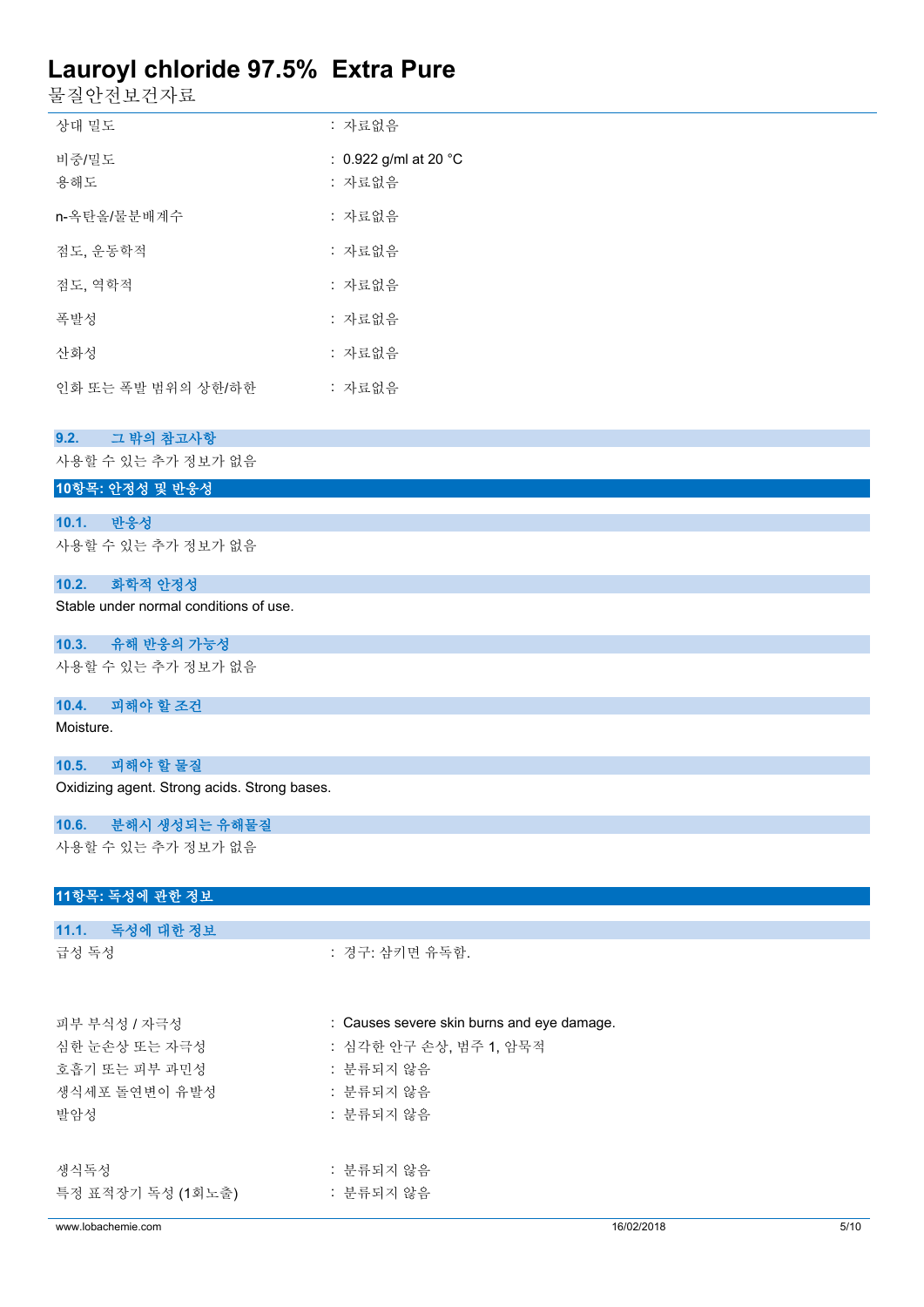| | |
|---|---|
| 상대 밀도 | : 자료없음 |
| 비중/밀도 | : 0.922 g/ml at 20 °C |
| 용해도 | : 자료없음 |
| n-옥탄올/물분배계수 | : 자료없음 |
| 점도, 운동학적 | : 자료없음 |
| 점도, 역학적 | : 자료없음 |
| 폭발성 | : 자료없음 |
| 산화성 | : 자료없음 |
| 인화 또는 폭발 범위의 상한/하한 | : 자료없음 |

### 9.2. 그 밖의 참고사항

사용할 수 있는 추가 정보가 없음

## 10항목: 안정성 및 반응성

### 10.1. 반응성

사용할 수 있는 추가 정보가 없음

### 10.2. 화학적 안정성

Stable under normal conditions of use.

### 10.3. 유해 반응의 가능성

사용할 수 있는 추가 정보가 없음

### 10.4. 피해야 할 조건

Moisture.

### 10.5. 피해야 할 물질

Oxidizing agent. Strong acids. Strong bases.

### 10.6. 분해시 생성되는 유해물질

사용할 수 있는 추가 정보가 없음

## 11항목: 독성에 관한 정보

### 11.1. 독성에 대한 정보

| | |
|---|---|
| 급성 독성 | : 경구: 삼키면 유독함. |
| 피부 부식성 / 자극성 | : Causes severe skin burns and eye damage. |
| 심한 눈손상 또는 자극성 | : 심각한 안구 손상, 범주 1, 암묵적 |
| 호흡기 또는 피부 과민성 | : 분류되지 않음 |
| 생식세포 돌연변이 유발성 | : 분류되지 않음 |
| 발암성 | : 분류되지 않음 |
| 생식독성 | : 분류되지 않음 |
| 특정 표적장기 독성 (1회노출) | : 분류되지 않음 |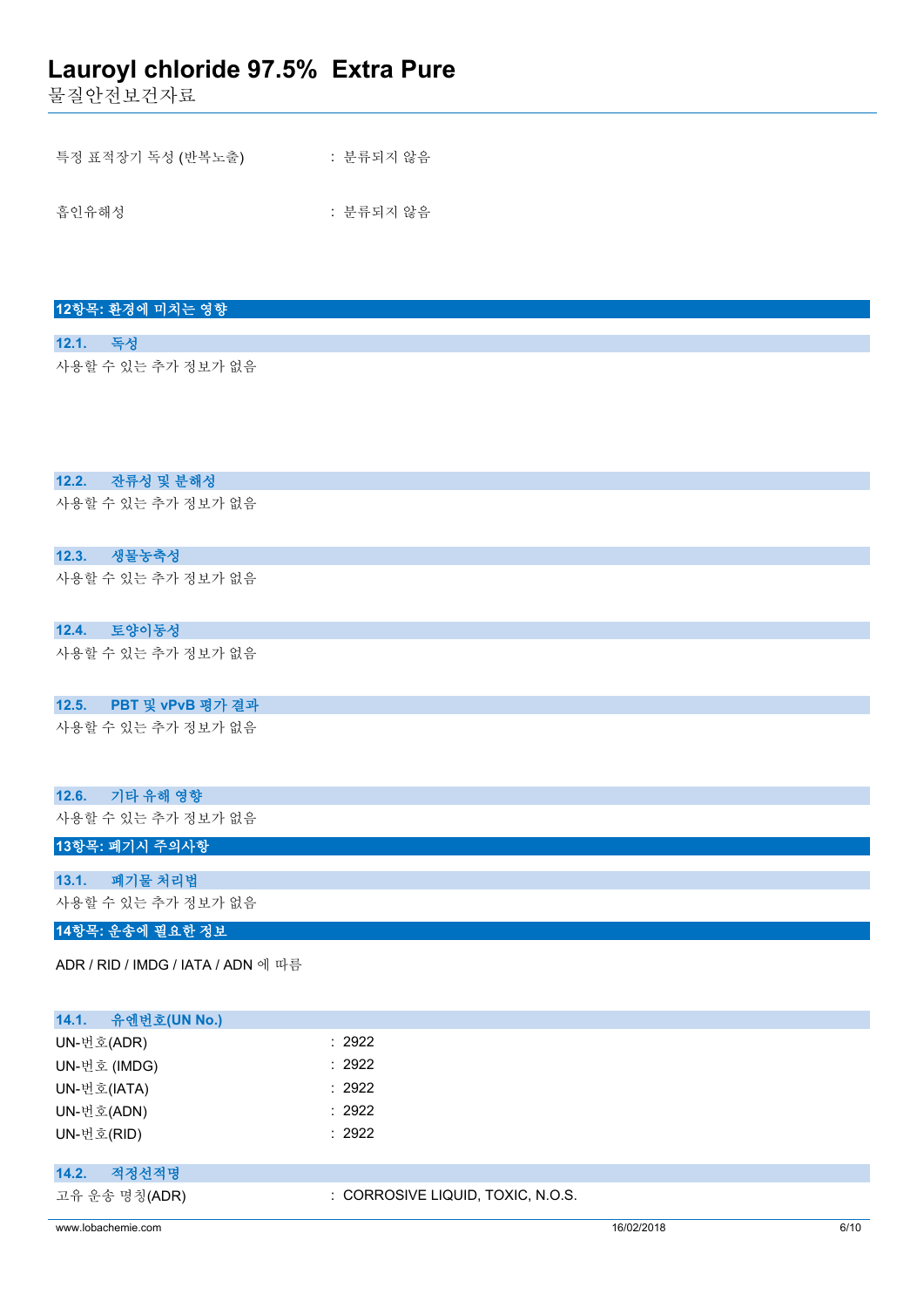특정 표적장기 독성 (반복노출) : 분류되지 않음

흡인유해성 : 분류되지 않음

## 12항목: 환경에 미치는 영향

### 12.1. 독성

사용할 수 있는 추가 정보가 없음

### 12.2. 잔류성 및 분해성

사용할 수 있는 추가 정보가 없음

### 12.3. 생물농축성

사용할 수 있는 추가 정보가 없음

### 12.4. 토양이동성

사용할 수 있는 추가 정보가 없음

### 12.5. PBT 및 vPvB 평가 결과

사용할 수 있는 추가 정보가 없음

### 12.6. 기타 유해 영향

사용할 수 있는 추가 정보가 없음

## 13항목: 폐기시 주의사항

### 13.1. 폐기물 처리법

사용할 수 있는 추가 정보가 없음

## 14항목: 운송에 필요한 정보

ADR / RID / IMDG / IATA / ADN 에 따름

### 14.1. 유엔번호(UN No.)

UN-번호(ADR) : 2922

UN-번호 (IMDG) : 2922

UN-번호(IATA) : 2922

UN-번호(ADN) : 2922

UN-번호(RID) : 2922

### 14.2. 적정선적명

고유 운송 명칭(ADR) : CORROSIVE LIQUID, TOXIC, N.O.S.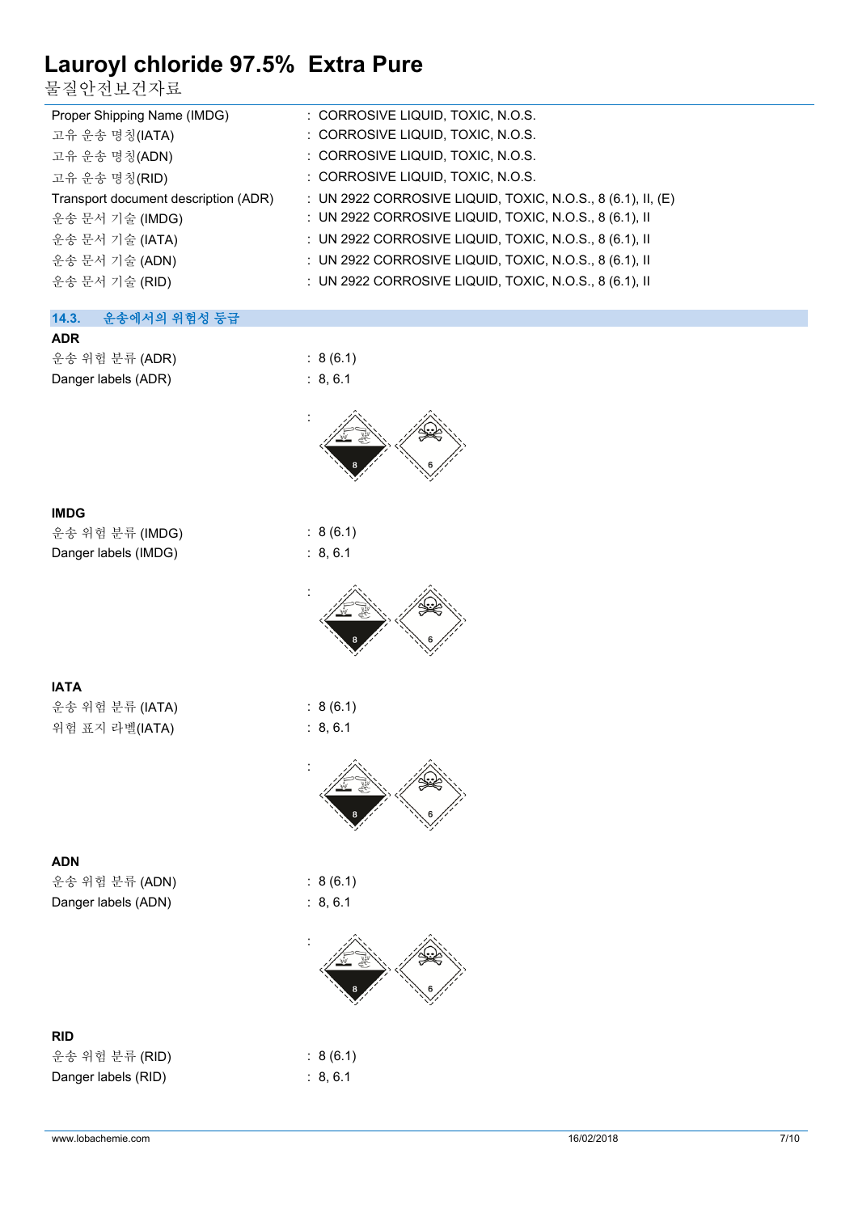| | |
|---|---|
| Proper Shipping Name (IMDG) | : CORROSIVE LIQUID, TOXIC, N.O.S. |
| 고유 운송 명칭(IATA) | : CORROSIVE LIQUID, TOXIC, N.O.S. |
| 고유 운송 명칭(ADN) | : CORROSIVE LIQUID, TOXIC, N.O.S. |
| 고유 운송 명칭(RID) | : CORROSIVE LIQUID, TOXIC, N.O.S. |
| Transport document description (ADR) | : UN 2922 CORROSIVE LIQUID, TOXIC, N.O.S., 8 (6.1), II, (E) |
| 운송 문서 기술 (IMDG) | : UN 2922 CORROSIVE LIQUID, TOXIC, N.O.S., 8 (6.1), II |
| 운송 문서 기술 (IATA) | : UN 2922 CORROSIVE LIQUID, TOXIC, N.O.S., 8 (6.1), II |
| 운송 문서 기술 (ADN) | : UN 2922 CORROSIVE LIQUID, TOXIC, N.O.S., 8 (6.1), II |
| 운송 문서 기술 (RID) | : UN 2922 CORROSIVE LIQUID, TOXIC, N.O.S., 8 (6.1), II |

## 14.3. 운송에서의 위험성 등급

**ADR**

| | |
|---|---|
| 운송 위험 분류 (ADR) | : 8 (6.1) |
| Danger labels (ADR) | : 8, 6.1 |

:

**IMDG**

| | |
|---|---|
| 운송 위험 분류 (IMDG) | : 8 (6.1) |
| Danger labels (IMDG) | : 8, 6.1 |

:

**IATA**

| | |
|---|---|
| 운송 위험 분류 (IATA) | : 8 (6.1) |
| 위험 표지 라벨(IATA) | : 8, 6.1 |

:

**ADN**

| | |
|---|---|
| 운송 위험 분류 (ADN) | : 8 (6.1) |
| Danger labels (ADN) | : 8, 6.1 |

:

**RID**

| | |
|---|---|
| 운송 위험 분류 (RID) | : 8 (6.1) |
| Danger labels (RID) | : 8, 6.1 |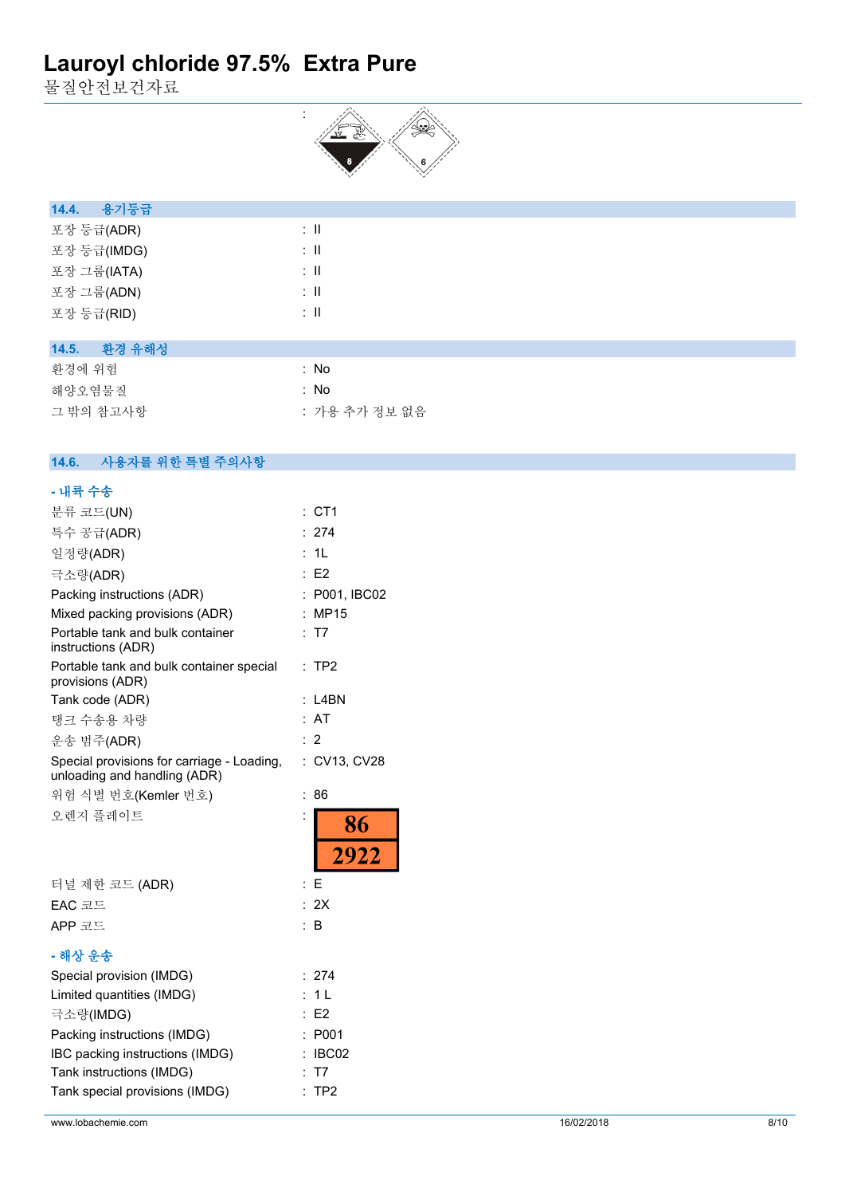:

## 14.4. 용기등급

| | |
|---|---|
| 포장 등급(ADR) | : II |
| 포장 등급(IMDG) | : II |
| 포장 그룹(IATA) | : II |
| 포장 그룹(ADN) | : II |
| 포장 등급(RID) | : II |

## 14.5. 환경 유해성

| | |
|---|---|
| 환경에 위험 | : No |
| 해양오염물질 | : No |
| 그 밖의 참고사항 | : 가용 추가 정보 없음 |

## 14.6. 사용자를 위한 특별 주의사항

### - 내륙 수송

| | |
|---|---|
| 분류 코드(UN) | : CT1 |
| 특수 공급(ADR) | : 274 |
| 일정량(ADR) | : 1L |
| 극소량(ADR) | : E2 |
| Packing instructions (ADR) | : P001, IBC02 |
| Mixed packing provisions (ADR) | : MP15 |
| Portable tank and bulk container instructions (ADR) | : T7 |
| Portable tank and bulk container special provisions (ADR) | : TP2 |
| Tank code (ADR) | : L4BN |
| 탱크 수송용 차량 | : AT |
| 운송 범주(ADR) | : 2 |
| Special provisions for carriage - Loading, unloading and handling (ADR) | : CV13, CV28 |
| 위험 식별 번호(Kemler 번호) | : 86 |
| 오렌지 플레이트 | : 86 / 2922 |
| 터널 제한 코드 (ADR) | : E |
| EAC 코드 | : 2X |
| APP 코드 | : B |

### - 해상 운송

| | |
|---|---|
| Special provision (IMDG) | : 274 |
| Limited quantities (IMDG) | : 1 L |
| 극소량(IMDG) | : E2 |
| Packing instructions (IMDG) | : P001 |
| IBC packing instructions (IMDG) | : IBC02 |
| Tank instructions (IMDG) | : T7 |
| Tank special provisions (IMDG) | : TP2 |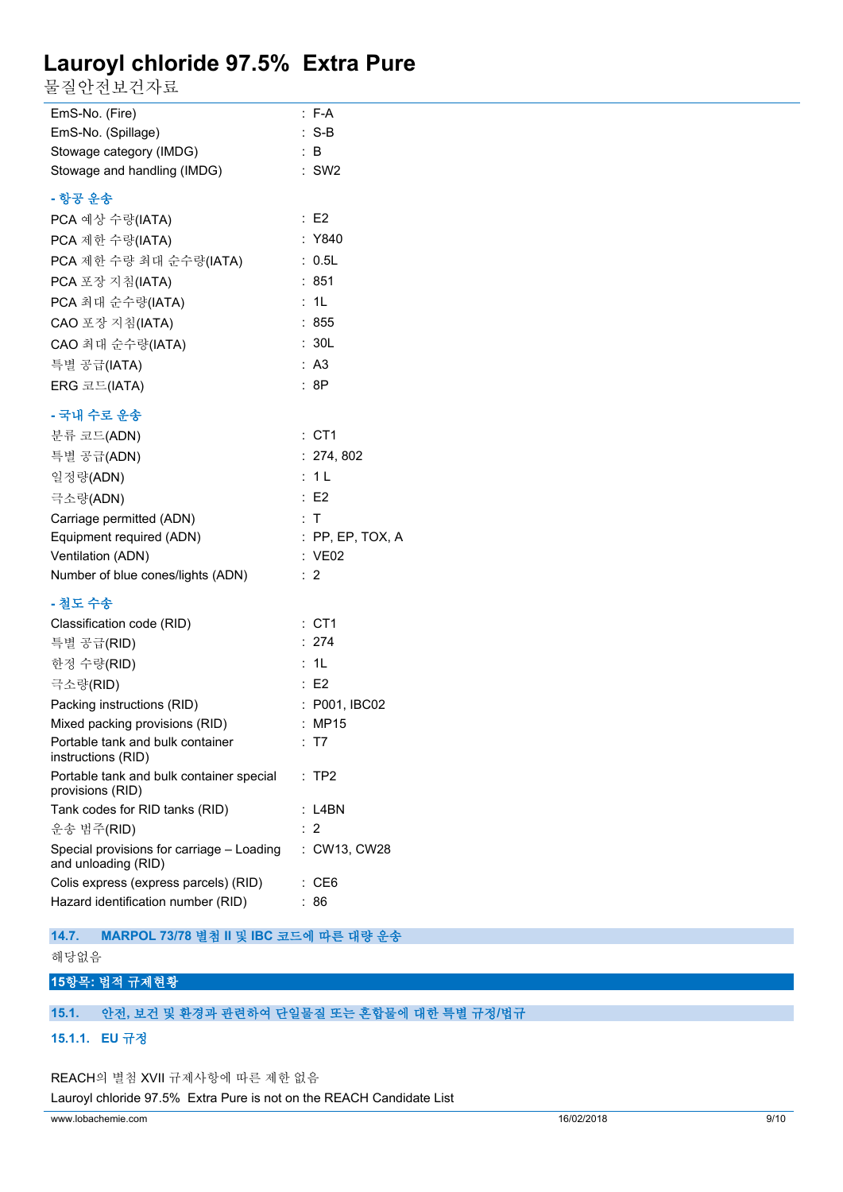| | |
|---|---|
| EmS-No. (Fire) | : F-A |
| EmS-No. (Spillage) | : S-B |
| Stowage category (IMDG) | : B |
| Stowage and handling (IMDG) | : SW2 |

**- 항공 운송**

| | |
|---|---|
| PCA 예상 수량(IATA) | : E2 |
| PCA 제한 수량(IATA) | : Y840 |
| PCA 제한 수량 최대 순수량(IATA) | : 0.5L |
| PCA 포장 지침(IATA) | : 851 |
| PCA 최대 순수량(IATA) | : 1L |
| CAO 포장 지침(IATA) | : 855 |
| CAO 최대 순수량(IATA) | : 30L |
| 특별 공급(IATA) | : A3 |
| ERG 코드(IATA) | : 8P |

**- 국내 수로 운송**

| | |
|---|---|
| 분류 코드(ADN) | : CT1 |
| 특별 공급(ADN) | : 274, 802 |
| 일정량(ADN) | : 1 L |
| 극소량(ADN) | : E2 |
| Carriage permitted (ADN) | : T |
| Equipment required (ADN) | : PP, EP, TOX, A |
| Ventilation (ADN) | : VE02 |
| Number of blue cones/lights (ADN) | : 2 |

**- 철도 수송**

| | |
|---|---|
| Classification code (RID) | : CT1 |
| 특별 공급(RID) | : 274 |
| 한정 수량(RID) | : 1L |
| 극소량(RID) | : E2 |
| Packing instructions (RID) | : P001, IBC02 |
| Mixed packing provisions (RID) | : MP15 |
| Portable tank and bulk container instructions (RID) | : T7 |
| Portable tank and bulk container special provisions (RID) | : TP2 |
| Tank codes for RID tanks (RID) | : L4BN |
| 운송 범주(RID) | : 2 |
| Special provisions for carriage – Loading and unloading (RID) | : CW13, CW28 |
| Colis express (express parcels) (RID) | : CE6 |
| Hazard identification number (RID) | : 86 |

### 14.7. MARPOL 73/78 별첨 II 및 IBC 코드에 따른 대량 운송

해당없음

## 15항목: 법적 규제현황

### 15.1. 안전, 보건 및 환경과 관련하여 단일물질 또는 혼합물에 대한 특별 규정/법규

#### 15.1.1. EU 규정

REACH의 별첨 XVII 규제사항에 따른 제한 없음

Lauroyl chloride 97.5% Extra Pure is not on the REACH Candidate List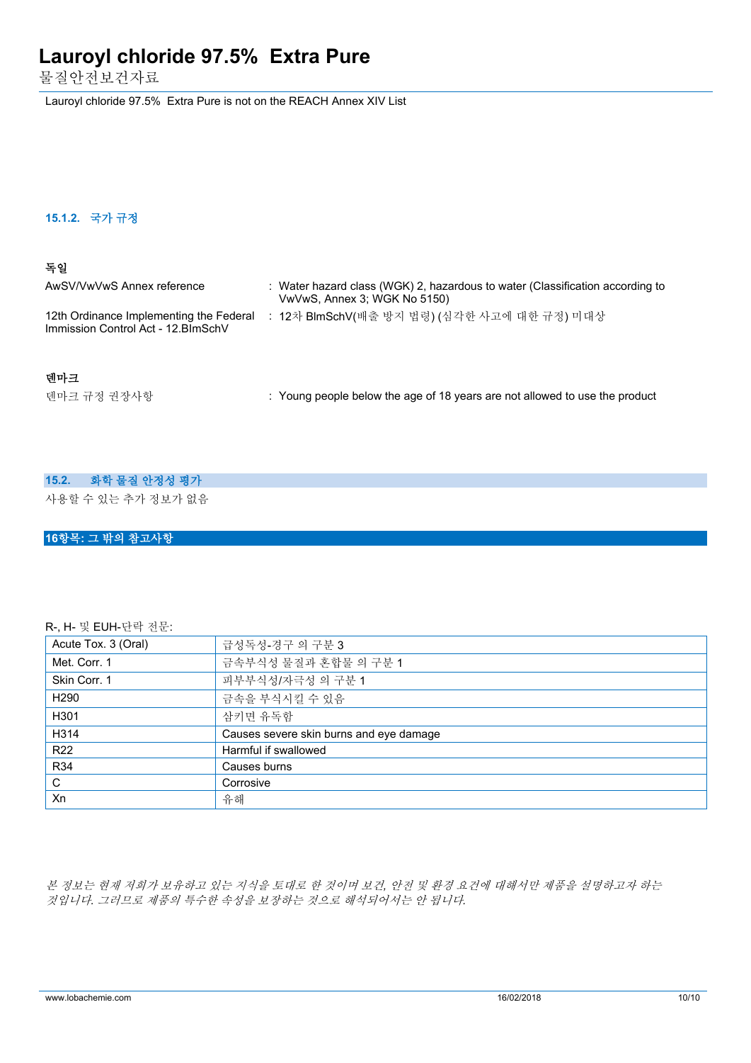Lauroyl chloride 97.5%  Extra Pure is not on the REACH Annex XIV List

### 15.1.2. 국가 규정

**독일**

| | |
|---|---|
| AwSV/VwVwS Annex reference | : Water hazard class (WGK) 2, hazardous to water (Classification according to VwVwS, Annex 3; WGK No 5150) |
| 12th Ordinance Implementing the Federal Immission Control Act - 12.BImSchV | : 12차 BImSchV(배출 방지 법령) (심각한 사고에 대한 규정) 미대상 |

**덴마크**

| | |
|---|---|
| 덴마크 규정 권장사항 | : Young people below the age of 18 years are not allowed to use the product |

### 15.2. 화학 물질 안정성 평가

사용할 수 있는 추가 정보가 없음

## 16항목: 그 밖의 참고사항

R-, H- 및 EUH-단락 전문:

| | |
|---|---|
| Acute Tox. 3 (Oral) | 급성독성-경구 의 구분 3 |
| Met. Corr. 1 | 금속부식성 물질과 혼합물 의 구분 1 |
| Skin Corr. 1 | 피부부식성/자극성 의 구분 1 |
| H290 | 금속을 부식시킬 수 있음 |
| H301 | 삼키면 유독함 |
| H314 | Causes severe skin burns and eye damage |
| R22 | Harmful if swallowed |
| R34 | Causes burns |
| C | Corrosive |
| Xn | 유해 |

*본 정보는 현재 저희가 보유하고 있는 지식을 토대로 한 것이며 보건, 안전 및 환경 요건에 대해서만 제품을 설명하고자 하는 것입니다. 그러므로 제품의 특수한 속성을 보장하는 것으로 해석되어서는 안 됩니다.*